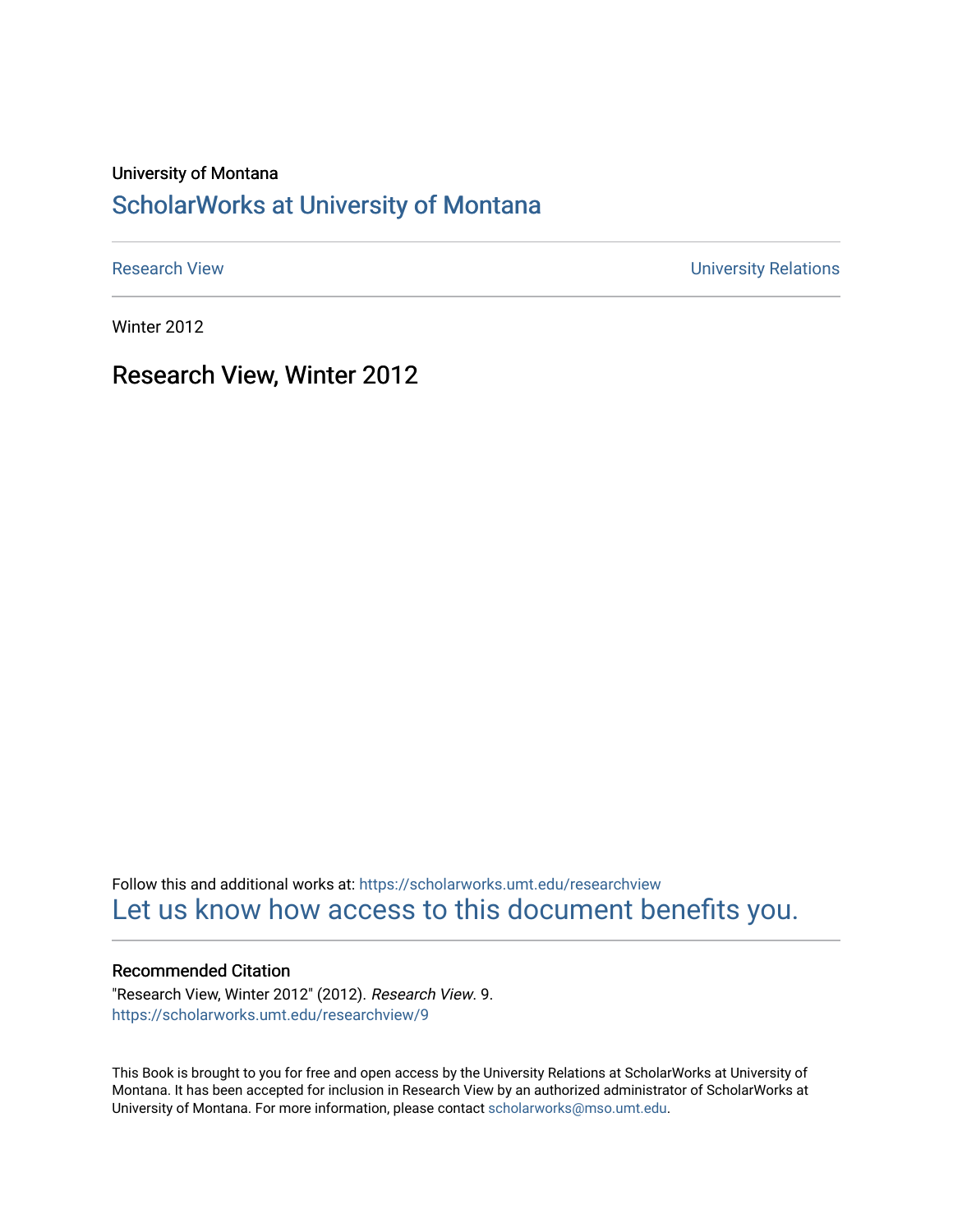University of Montana

## ScholarWorks at University of Montana

Research View | University Relations

Winter 2012

# Research View, Winter 2012

Follow this and additional works at: https://scholarworks.umt.edu/researchview

Let us know how access to this document benefits you.

### Recommended Citation

"Research View, Winter 2012" (2012). *Research View*. 9.
https://scholarworks.umt.edu/researchview/9

This Book is brought to you for free and open access by the University Relations at ScholarWorks at University of Montana. It has been accepted for inclusion in Research View by an authorized administrator of ScholarWorks at University of Montana. For more information, please contact scholarworks@mso.umt.edu.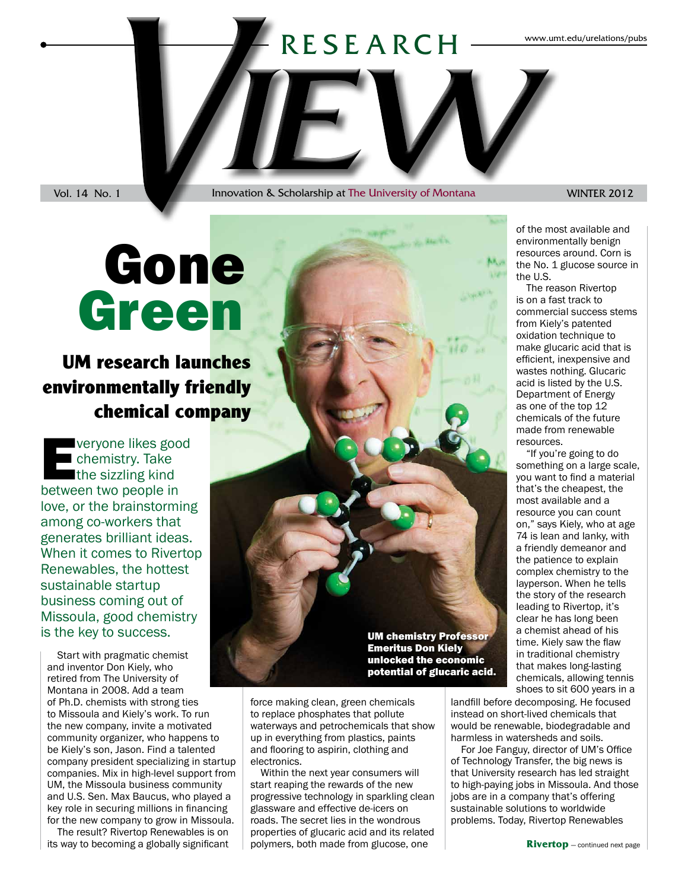# RESEARCH VIEW

www.umt.edu/urelations/pubs

Vol. 14 No. 1 — Innovation & Scholarship at The University of Montana — WINTER 2012

# Gone Green

## UM research launches environmentally friendly chemical company

Everyone likes good chemistry. Take the sizzling kind between two people in love, or the brainstorming among co-workers that generates brilliant ideas. When it comes to Rivertop Renewables, the hottest sustainable startup business coming out of Missoula, good chemistry is the key to success.

Start with pragmatic chemist and inventor Don Kiely, who retired from The University of Montana in 2008. Add a team of Ph.D. chemists with strong ties to Missoula and Kiely's work. To run the new company, invite a motivated community organizer, who happens to be Kiely's son, Jason. Find a talented company president specializing in startup companies. Mix in high-level support from UM, the Missoula business community and U.S. Sen. Max Baucus, who played a key role in securing millions in financing for the new company to grow in Missoula.

The result? Rivertop Renewables is on its way to becoming a globally significant force making clean, green chemicals to replace phosphates that pollute waterways and petrochemicals that show up in everything from plastics, paints and flooring to aspirin, clothing and electronics.

Within the next year consumers will start reaping the rewards of the new progressive technology in sparkling clean glassware and effective de-icers on roads. The secret lies in the wondrous properties of glucaric acid and its related polymers, both made from glucose, one of the most available and environmentally benign resources around. Corn is the No. 1 glucose source in the U.S.

UM chemistry Professor Emeritus Don Kiely unlocked the economic potential of glucaric acid.

The reason Rivertop is on a fast track to commercial success stems from Kiely's patented oxidation technique to make glucaric acid that is efficient, inexpensive and wastes nothing. Glucaric acid is listed by the U.S. Department of Energy as one of the top 12 chemicals of the future made from renewable resources.

"If you're going to do something on a large scale, you want to find a material that's the cheapest, the most available and a resource you can count on," says Kiely, who at age 74 is lean and lanky, with a friendly demeanor and the patience to explain complex chemistry to the layperson. When he tells the story of the research leading to Rivertop, it's clear he has long been a chemist ahead of his time. Kiely saw the flaw in traditional chemistry that makes long-lasting chemicals, allowing tennis shoes to sit 600 years in a landfill before decomposing. He focused instead on short-lived chemicals that would be renewable, biodegradable and harmless in watersheds and soils.

For Joe Fanguy, director of UM's Office of Technology Transfer, the big news is that University research has led straight to high-paying jobs in Missoula. And those jobs are in a company that's offering sustainable solutions to worldwide problems. Today, Rivertop Renewables

**Rivertop** – continued next page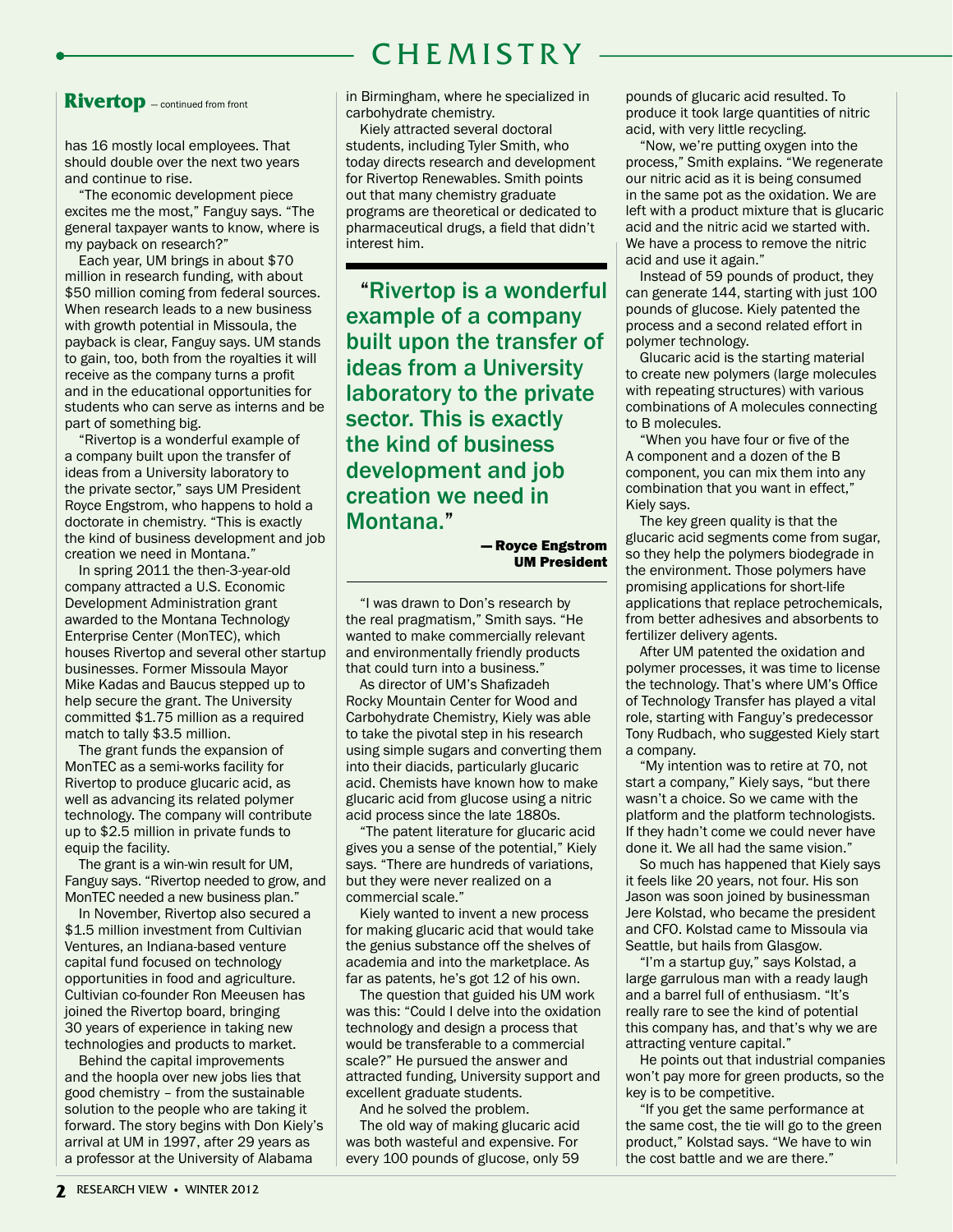## CHEMISTRY

**Rivertop** — continued from front

has 16 mostly local employees. That should double over the next two years and continue to rise.

"The economic development piece excites me the most," Fanguy says. "The general taxpayer wants to know, where is my payback on research?"

Each year, UM brings in about $70 million in research funding, with about $50 million coming from federal sources. When research leads to a new business with growth potential in Missoula, the payback is clear, Fanguy says. UM stands to gain, too, both from the royalties it will receive as the company turns a profit and in the educational opportunities for students who can serve as interns and be part of something big.

"Rivertop is a wonderful example of a company built upon the transfer of ideas from a University laboratory to the private sector," says UM President Royce Engstrom, who happens to hold a doctorate in chemistry. "This is exactly the kind of business development and job creation we need in Montana."

In spring 2011 the then-3-year-old company attracted a U.S. Economic Development Administration grant awarded to the Montana Technology Enterprise Center (MonTEC), which houses Rivertop and several other startup businesses. Former Missoula Mayor Mike Kadas and Baucus stepped up to help secure the grant. The University committed $1.75 million as a required match to tally $3.5 million.

The grant funds the expansion of MonTEC as a semi-works facility for Rivertop to produce glucaric acid, as well as advancing its related polymer technology. The company will contribute up to $2.5 million in private funds to equip the facility.

The grant is a win-win result for UM, Fanguy says. "Rivertop needed to grow, and MonTEC needed a new business plan."

In November, Rivertop also secured a $1.5 million investment from Cultivian Ventures, an Indiana-based venture capital fund focused on technology opportunities in food and agriculture. Cultivian co-founder Ron Meeusen has joined the Rivertop board, bringing 30 years of experience in taking new technologies and products to market.

Behind the capital improvements and the hoopla over new jobs lies that good chemistry – from the sustainable solution to the people who are taking it forward. The story begins with Don Kiely's arrival at UM in 1997, after 29 years as a professor at the University of Alabama in Birmingham, where he specialized in carbohydrate chemistry.

Kiely attracted several doctoral students, including Tyler Smith, who today directs research and development for Rivertop Renewables. Smith points out that many chemistry graduate programs are theoretical or dedicated to pharmaceutical drugs, a field that didn't interest him.

> **"Rivertop is a wonderful example of a company built upon the transfer of ideas from a University laboratory to the private sector. This is exactly the kind of business development and job creation we need in Montana."**
>
> **— Royce Engstrom, UM President**

"I was drawn to Don's research by the real pragmatism," Smith says. "He wanted to make commercially relevant and environmentally friendly products that could turn into a business."

As director of UM's Shafizadeh Rocky Mountain Center for Wood and Carbohydrate Chemistry, Kiely was able to take the pivotal step in his research using simple sugars and converting them into their diacids, particularly glucaric acid. Chemists have known how to make glucaric acid from glucose using a nitric acid process since the late 1880s.

"The patent literature for glucaric acid gives you a sense of the potential," Kiely says. "There are hundreds of variations, but they were never realized on a commercial scale."

Kiely wanted to invent a new process for making glucaric acid that would take the genius substance off the shelves of academia and into the marketplace. As far as patents, he's got 12 of his own.

The question that guided his UM work was this: "Could I delve into the oxidation technology and design a process that would be transferable to a commercial scale?" He pursued the answer and attracted funding, University support and excellent graduate students.

And he solved the problem.

The old way of making glucaric acid was both wasteful and expensive. For every 100 pounds of glucose, only 59 pounds of glucaric acid resulted. To produce it took large quantities of nitric acid, with very little recycling.

"Now, we're putting oxygen into the process," Smith explains. "We regenerate our nitric acid as it is being consumed in the same pot as the oxidation. We are left with a product mixture that is glucaric acid and the nitric acid we started with. We have a process to remove the nitric acid and use it again."

Instead of 59 pounds of product, they can generate 144, starting with just 100 pounds of glucose. Kiely patented the process and a second related effort in polymer technology.

Glucaric acid is the starting material to create new polymers (large molecules with repeating structures) with various combinations of A molecules connecting to B molecules.

"When you have four or five of the A component and a dozen of the B component, you can mix them into any combination that you want in effect," Kiely says.

The key green quality is that the glucaric acid segments come from sugar, so they help the polymers biodegrade in the environment. Those polymers have promising applications for short-life applications that replace petrochemicals, from better adhesives and absorbents to fertilizer delivery agents.

After UM patented the oxidation and polymer processes, it was time to license the technology. That's where UM's Office of Technology Transfer has played a vital role, starting with Fanguy's predecessor Tony Rudbach, who suggested Kiely start a company.

"My intention was to retire at 70, not start a company," Kiely says, "but there wasn't a choice. So we came with the platform and the platform technologists. If they hadn't come we could never have done it. We all had the same vision."

So much has happened that Kiely says it feels like 20 years, not four. His son Jason was soon joined by businessman Jere Kolstad, who became the president and CFO. Kolstad came to Missoula via Seattle, but hails from Glasgow.

"I'm a startup guy," says Kolstad, a large garrulous man with a ready laugh and a barrel full of enthusiasm. "It's really rare to see the kind of potential this company has, and that's why we are attracting venture capital."

He points out that industrial companies won't pay more for green products, so the key is to be competitive.

"If you get the same performance at the same cost, the tie will go to the green product," Kolstad says. "We have to win the cost battle and we are there."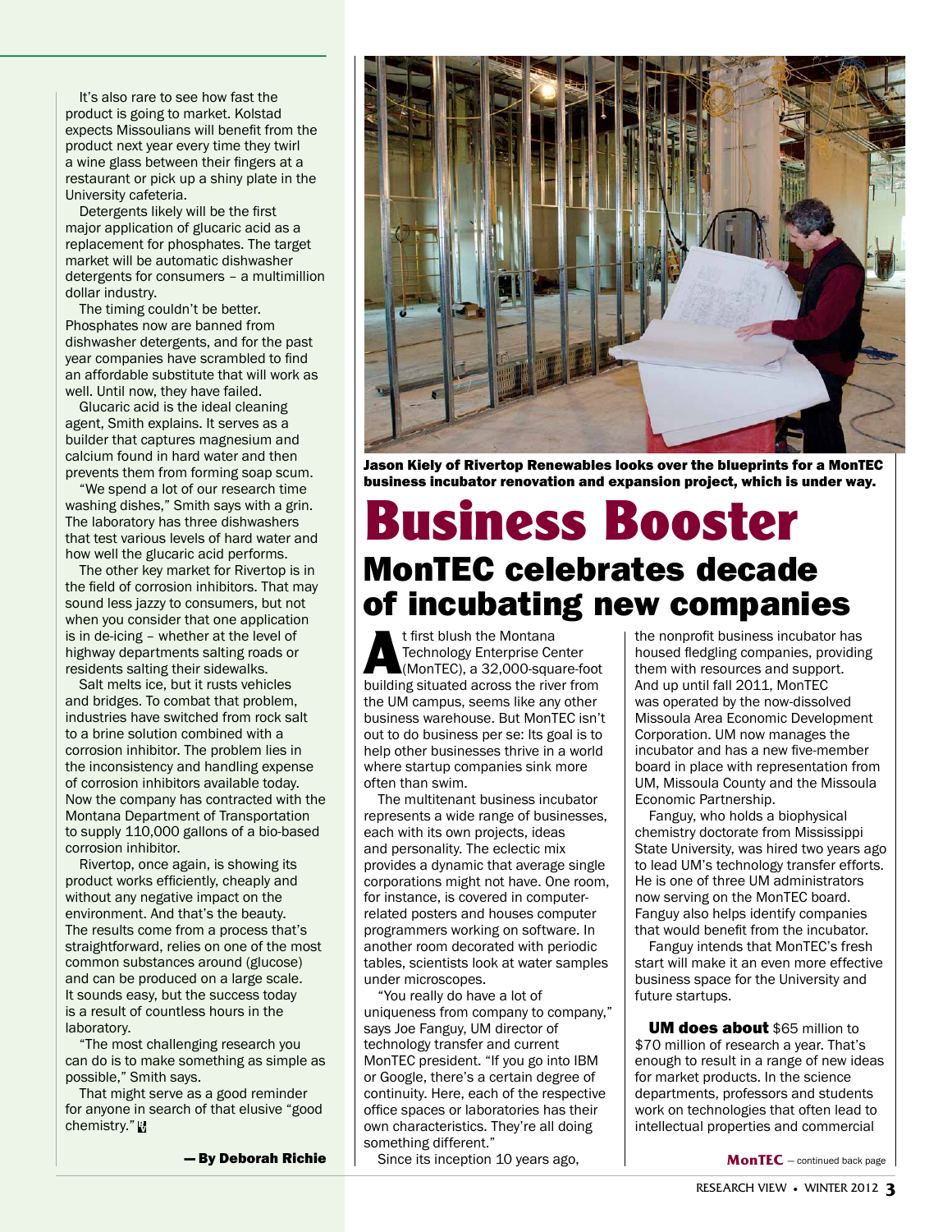It's also rare to see how fast the product is going to market. Kolstad expects Missoulians will benefit from the product next year every time they twirl a wine glass between their fingers at a restaurant or pick up a shiny plate in the University cafeteria.

Detergents likely will be the first major application of glucaric acid as a replacement for phosphates. The target market will be automatic dishwasher detergents for consumers – a multimillion dollar industry.

The timing couldn't be better. Phosphates now are banned from dishwasher detergents, and for the past year companies have scrambled to find an affordable substitute that will work as well. Until now, they have failed.

Glucaric acid is the ideal cleaning agent, Smith explains. It serves as a builder that captures magnesium and calcium found in hard water and then prevents them from forming soap scum.

"We spend a lot of our research time washing dishes," Smith says with a grin. The laboratory has three dishwashers that test various levels of hard water and how well the glucaric acid performs.

The other key market for Rivertop is in the field of corrosion inhibitors. That may sound less jazzy to consumers, but not when you consider that one application is in de-icing – whether at the level of highway departments salting roads or residents salting their sidewalks.

Salt melts ice, but it rusts vehicles and bridges. To combat that problem, industries have switched from rock salt to a brine solution combined with a corrosion inhibitor. The problem lies in the inconsistency and handling expense of corrosion inhibitors available today. Now the company has contracted with the Montana Department of Transportation to supply 110,000 gallons of a bio-based corrosion inhibitor.

Rivertop, once again, is showing its product works efficiently, cheaply and without any negative impact on the environment. And that's the beauty. The results come from a process that's straightforward, relies on one of the most common substances around (glucose) and can be produced on a large scale. It sounds easy, but the success today is a result of countless hours in the laboratory.

"The most challenging research you can do is to make something as simple as possible," Smith says.

That might serve as a good reminder for anyone in search of that elusive "good chemistry."

**— By Deborah Richie**

**Jason Kiely of Rivertop Renewables looks over the blueprints for a MonTEC business incubator renovation and expansion project, which is under way.**

# Business Booster

## MonTEC celebrates decade of incubating new companies

At first blush the Montana Technology Enterprise Center (MonTEC), a 32,000-square-foot building situated across the river from the UM campus, seems like any other business warehouse. But MonTEC isn't out to do business per se: Its goal is to help other businesses thrive in a world where startup companies sink more often than swim.

The multitenant business incubator represents a wide range of businesses, each with its own projects, ideas and personality. The eclectic mix provides a dynamic that average single corporations might not have. One room, for instance, is covered in computer-related posters and houses computer programmers working on software. In another room decorated with periodic tables, scientists look at water samples under microscopes.

"You really do have a lot of uniqueness from company to company," says Joe Fanguy, UM director of technology transfer and current MonTEC president. "If you go into IBM or Google, there's a certain degree of continuity. Here, each of the respective office spaces or laboratories has their own characteristics. They're all doing something different."

Since its inception 10 years ago, the nonprofit business incubator has housed fledgling companies, providing them with resources and support. And up until fall 2011, MonTEC was operated by the now-dissolved Missoula Area Economic Development Corporation. UM now manages the incubator and has a new five-member board in place with representation from UM, Missoula County and the Missoula Economic Partnership.

Fanguy, who holds a biophysical chemistry doctorate from Mississippi State University, was hired two years ago to lead UM's technology transfer efforts. He is one of three UM administrators now serving on the MonTEC board. Fanguy also helps identify companies that would benefit from the incubator.

Fanguy intends that MonTEC's fresh start will make it an even more effective business space for the University and future startups.

**UM does about** $65 million to $70 million of research a year. That's enough to result in a range of new ideas for market products. In the science departments, professors and students work on technologies that often lead to intellectual properties and commercial

**MonTEC** – continued back page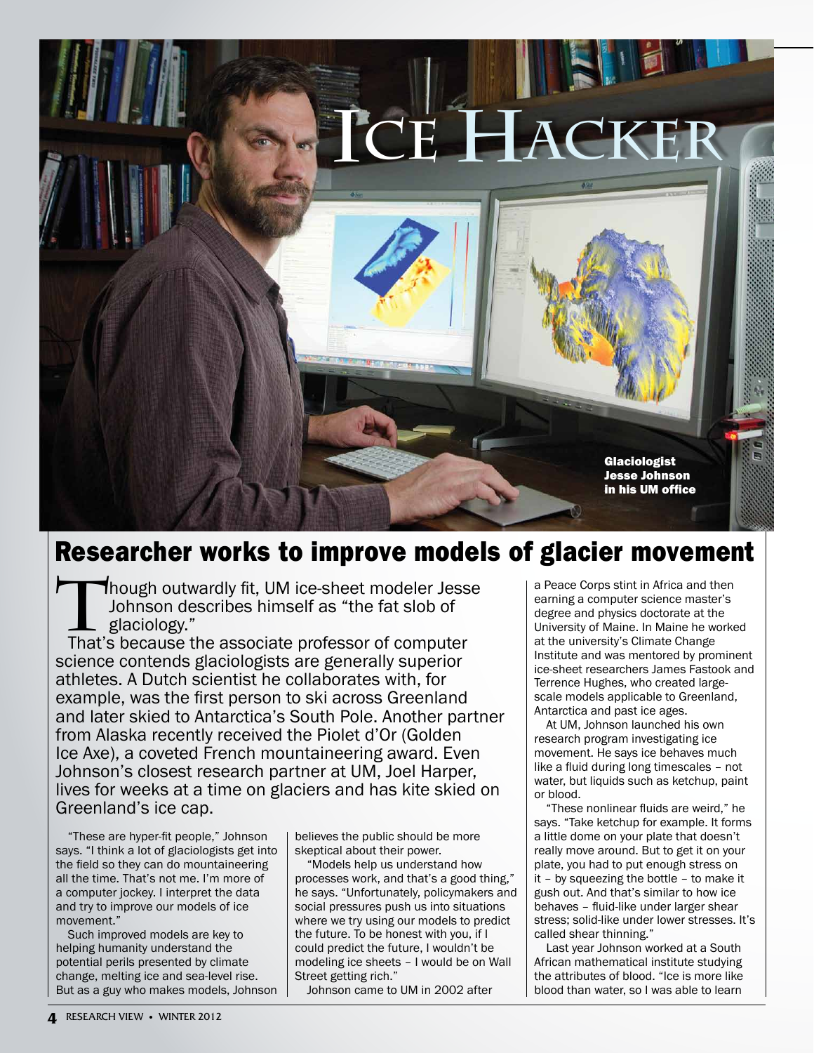# Ice Hacker

Glaciologist Jesse Johnson in his UM office

## Researcher works to improve models of glacier movement

Though outwardly fit, UM ice-sheet modeler Jesse Johnson describes himself as "the fat slob of glaciology."

That's because the associate professor of computer science contends glaciologists are generally superior athletes. A Dutch scientist he collaborates with, for example, was the first person to ski across Greenland and later skied to Antarctica's South Pole. Another partner from Alaska recently received the Piolet d'Or (Golden Ice Axe), a coveted French mountaineering award. Even Johnson's closest research partner at UM, Joel Harper, lives for weeks at a time on glaciers and has kite skied on Greenland's ice cap.

"These are hyper-fit people," Johnson says. "I think a lot of glaciologists get into the field so they can do mountaineering all the time. That's not me. I'm more of a computer jockey. I interpret the data and try to improve our models of ice movement."

Such improved models are key to helping humanity understand the potential perils presented by climate change, melting ice and sea-level rise. But as a guy who makes models, Johnson believes the public should be more skeptical about their power.

"Models help us understand how processes work, and that's a good thing," he says. "Unfortunately, policymakers and social pressures push us into situations where we try using our models to predict the future. To be honest with you, if I could predict the future, I wouldn't be modeling ice sheets – I would be on Wall Street getting rich."

Johnson came to UM in 2002 after a Peace Corps stint in Africa and then earning a computer science master's degree and physics doctorate at the University of Maine. In Maine he worked at the university's Climate Change Institute and was mentored by prominent ice-sheet researchers James Fastook and Terrence Hughes, who created large-scale models applicable to Greenland, Antarctica and past ice ages.

At UM, Johnson launched his own research program investigating ice movement. He says ice behaves much like a fluid during long timescales – not water, but liquids such as ketchup, paint or blood.

"These nonlinear fluids are weird," he says. "Take ketchup for example. It forms a little dome on your plate that doesn't really move around. But to get it on your plate, you had to put enough stress on it – by squeezing the bottle – to make it gush out. And that's similar to how ice behaves – fluid-like under larger shear stress; solid-like under lower stresses. It's called shear thinning."

Last year Johnson worked at a South African mathematical institute studying the attributes of blood. "Ice is more like blood than water, so I was able to learn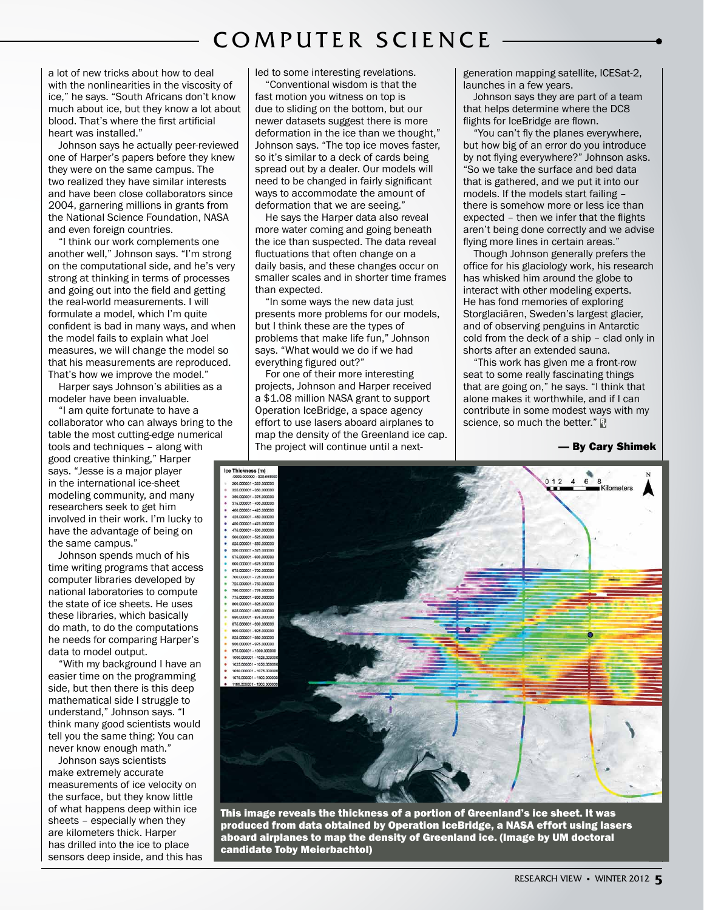a lot of new tricks about how to deal with the nonlinearities in the viscosity of ice," he says. "South Africans don't know much about ice, but they know a lot about blood. That's where the first artificial heart was installed."

Johnson says he actually peer-reviewed one of Harper's papers before they knew they were on the same campus. The two realized they have similar interests and have been close collaborators since 2004, garnering millions in grants from the National Science Foundation, NASA and even foreign countries.

"I think our work complements one another well," Johnson says. "I'm strong on the computational side, and he's very strong at thinking in terms of processes and going out into the field and getting the real-world measurements. I will formulate a model, which I'm quite confident is bad in many ways, and when the model fails to explain what Joel measures, we will change the model so that his measurements are reproduced. That's how we improve the model."

Harper says Johnson's abilities as a modeler have been invaluable.

"I am quite fortunate to have a collaborator who can always bring to the table the most cutting-edge numerical tools and techniques – along with good creative thinking," Harper says. "Jesse is a major player in the international ice-sheet modeling community, and many researchers seek to get him involved in their work. I'm lucky to have the advantage of being on the same campus."

Johnson spends much of his time writing programs that access computer libraries developed by national laboratories to compute the state of ice sheets. He uses these libraries, which basically do math, to do the computations he needs for comparing Harper's data to model output.

"With my background I have an easier time on the programming side, but then there is this deep mathematical side I struggle to understand," Johnson says. "I think many good scientists would tell you the same thing: You can never know enough math."

Johnson says scientists make extremely accurate measurements of ice velocity on the surface, but they know little of what happens deep within ice sheets – especially when they are kilometers thick. Harper has drilled into the ice to place sensors deep inside, and this has led to some interesting revelations.

"Conventional wisdom is that the fast motion you witness on top is due to sliding on the bottom, but our newer datasets suggest there is more deformation in the ice than we thought," Johnson says. "The top ice moves faster, so it's similar to a deck of cards being spread out by a dealer. Our models will need to be changed in fairly significant ways to accommodate the amount of deformation that we are seeing."

He says the Harper data also reveal more water coming and going beneath the ice than suspected. The data reveal fluctuations that often change on a daily basis, and these changes occur on smaller scales and in shorter time frames than expected.

"In some ways the new data just presents more problems for our models, but I think these are the types of problems that make life fun," Johnson says. "What would we do if we had everything figured out?"

For one of their more interesting projects, Johnson and Harper received a $1.08 million NASA grant to support Operation IceBridge, a space agency effort to use lasers aboard airplanes to map the density of the Greenland ice cap. The project will continue until a next-generation mapping satellite, ICESat-2, launches in a few years.

Johnson says they are part of a team that helps determine where the DC8 flights for IceBridge are flown.

"You can't fly the planes everywhere, but how big of an error do you introduce by not flying everywhere?" Johnson asks. "So we take the surface and bed data that is gathered, and we put it into our models. If the models start failing – there is somehow more or less ice than expected – then we infer that the flights aren't being done correctly and we advise flying more lines in certain areas."

Though Johnson generally prefers the office for his glaciology work, his research has whisked him around the globe to interact with other modeling experts. He has fond memories of exploring Storglaciären, Sweden's largest glacier, and of observing penguins in Antarctic cold from the deck of a ship – clad only in shorts after an extended sauna.

"This work has given me a front-row seat to some really fascinating things that are going on," he says. "I think that alone makes it worthwhile, and if I can contribute in some modest ways with my science, so much the better."

**— By Cary Shimek**

**This image reveals the thickness of a portion of Greenland's ice sheet. It was produced from data obtained by Operation IceBridge, a NASA effort using lasers aboard airplanes to map the density of Greenland ice. (Image by UM doctoral candidate Toby Meierbachtol)**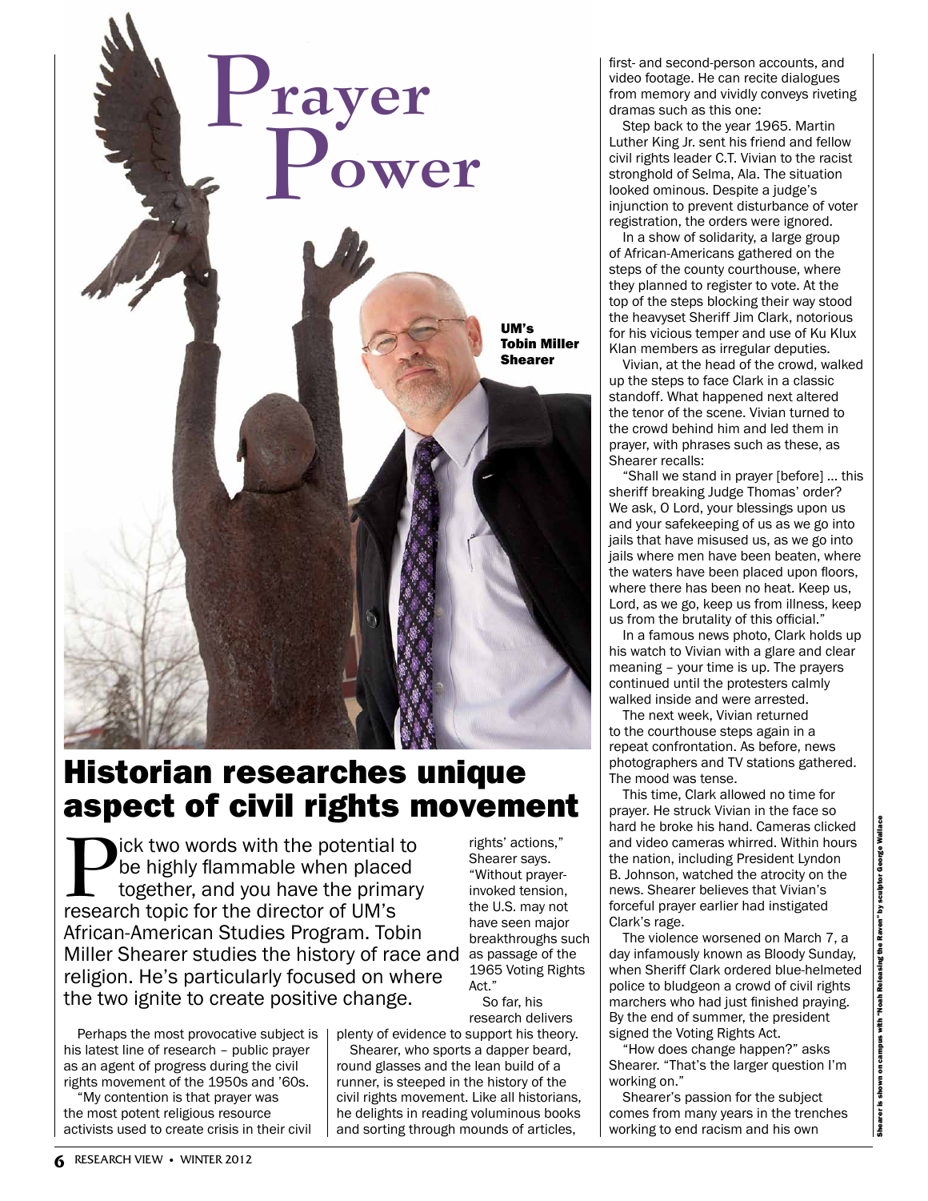# Prayer Power

UM's Tobin Miller Shearer

## Historian researches unique aspect of civil rights movement

Pick two words with the potential to be highly flammable when placed together, and you have the primary research topic for the director of UM's African-American Studies Program. Tobin Miller Shearer studies the history of race and religion. He's particularly focused on where the two ignite to create positive change.

Perhaps the most provocative subject is his latest line of research – public prayer as an agent of progress during the civil rights movement of the 1950s and '60s.

"My contention is that prayer was the most potent religious resource activists used to create crisis in their civil rights' actions," Shearer says. "Without prayer-invoked tension, the U.S. may not have seen major breakthroughs such as passage of the 1965 Voting Rights Act."

So far, his research delivers plenty of evidence to support his theory.

Shearer, who sports a dapper beard, round glasses and the lean build of a runner, is steeped in the history of the civil rights movement. Like all historians, he delights in reading voluminous books and sorting through mounds of articles, first- and second-person accounts, and video footage. He can recite dialogues from memory and vividly conveys riveting dramas such as this one:

Step back to the year 1965. Martin Luther King Jr. sent his friend and fellow civil rights leader C.T. Vivian to the racist stronghold of Selma, Ala. The situation looked ominous. Despite a judge's injunction to prevent disturbance of voter registration, the orders were ignored.

In a show of solidarity, a large group of African-Americans gathered on the steps of the county courthouse, where they planned to register to vote. At the top of the steps blocking their way stood the heavyset Sheriff Jim Clark, notorious for his vicious temper and use of Ku Klux Klan members as irregular deputies.

Vivian, at the head of the crowd, walked up the steps to face Clark in a classic standoff. What happened next altered the tenor of the scene. Vivian turned to the crowd behind him and led them in prayer, with phrases such as these, as Shearer recalls:

"Shall we stand in prayer [before] … this sheriff breaking Judge Thomas' order? We ask, O Lord, your blessings upon us and your safekeeping of us as we go into jails that have misused us, as we go into jails where men have been beaten, where the waters have been placed upon floors, where there has been no heat. Keep us, Lord, as we go, keep us from illness, keep us from the brutality of this official."

In a famous news photo, Clark holds up his watch to Vivian with a glare and clear meaning – your time is up. The prayers continued until the protesters calmly walked inside and were arrested.

The next week, Vivian returned to the courthouse steps again in a repeat confrontation. As before, news photographers and TV stations gathered. The mood was tense.

This time, Clark allowed no time for prayer. He struck Vivian in the face so hard he broke his hand. Cameras clicked and video cameras whirred. Within hours the nation, including President Lyndon B. Johnson, watched the atrocity on the news. Shearer believes that Vivian's forceful prayer earlier had instigated Clark's rage.

The violence worsened on March 7, a day infamously known as Bloody Sunday, when Sheriff Clark ordered blue-helmeted police to bludgeon a crowd of civil rights marchers who had just finished praying. By the end of summer, the president signed the Voting Rights Act.

"How does change happen?" asks Shearer. "That's the larger question I'm working on."

Shearer's passion for the subject comes from many years in the trenches working to end racism and his own

Shearer is shown on campus with "Noah Releasing the Raven" by sculptor George Wallace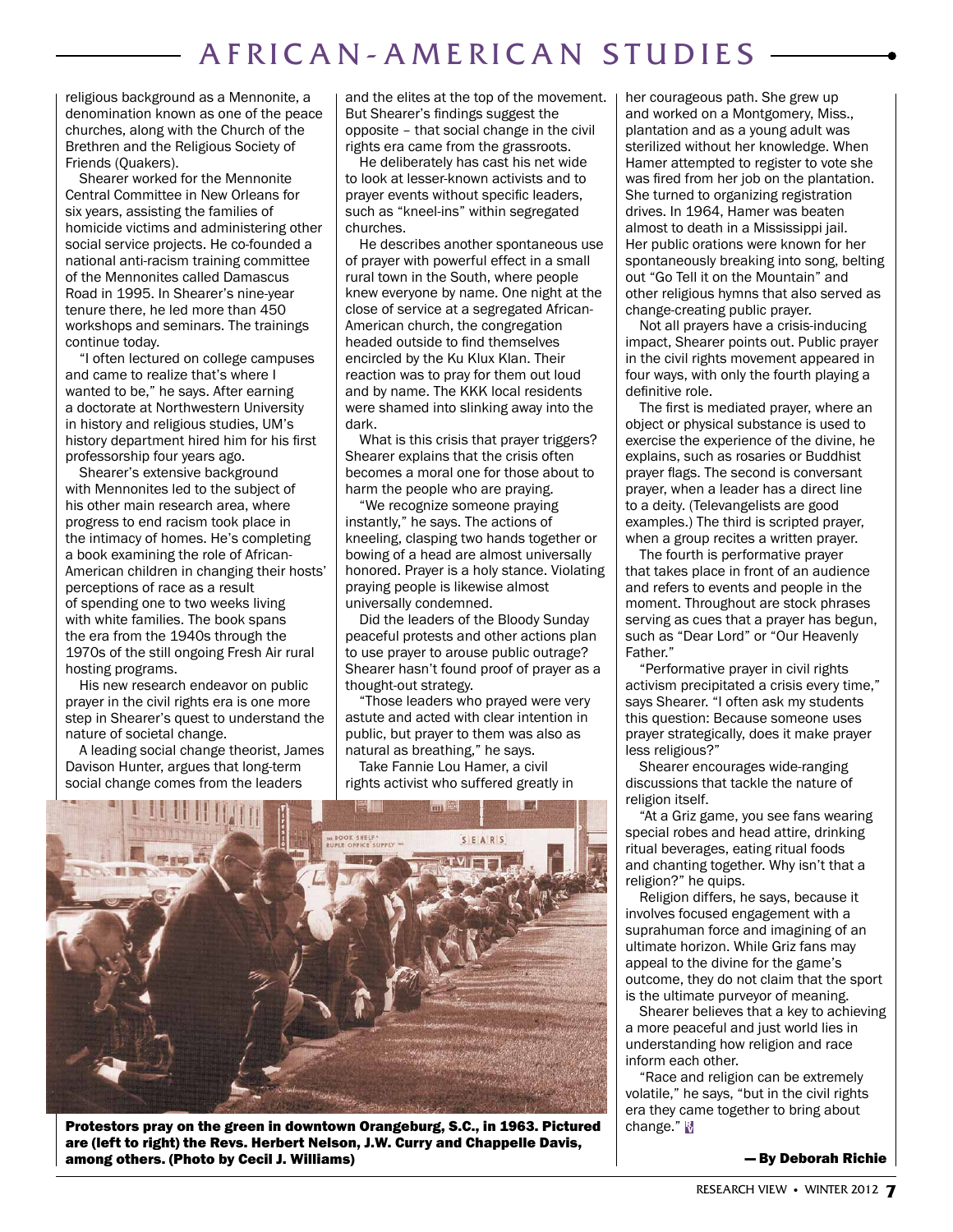religious background as a Mennonite, a denomination known as one of the peace churches, along with the Church of the Brethren and the Religious Society of Friends (Quakers).

Shearer worked for the Mennonite Central Committee in New Orleans for six years, assisting the families of homicide victims and administering other social service projects. He co-founded a national anti-racism training committee of the Mennonites called Damascus Road in 1995. In Shearer's nine-year tenure there, he led more than 450 workshops and seminars. The trainings continue today.

"I often lectured on college campuses and came to realize that's where I wanted to be," he says. After earning a doctorate at Northwestern University in history and religious studies, UM's history department hired him for his first professorship four years ago.

Shearer's extensive background with Mennonites led to the subject of his other main research area, where progress to end racism took place in the intimacy of homes. He's completing a book examining the role of African-American children in changing their hosts' perceptions of race as a result of spending one to two weeks living with white families. The book spans the era from the 1940s through the 1970s of the still ongoing Fresh Air rural hosting programs.

His new research endeavor on public prayer in the civil rights era is one more step in Shearer's quest to understand the nature of societal change.

A leading social change theorist, James Davison Hunter, argues that long-term social change comes from the leaders and the elites at the top of the movement. But Shearer's findings suggest the opposite – that social change in the civil rights era came from the grassroots.

He deliberately has cast his net wide to look at lesser-known activists and to prayer events without specific leaders, such as "kneel-ins" within segregated churches.

He describes another spontaneous use of prayer with powerful effect in a small rural town in the South, where people knew everyone by name. One night at the close of service at a segregated African-American church, the congregation headed outside to find themselves encircled by the Ku Klux Klan. Their reaction was to pray for them out loud and by name. The KKK local residents were shamed into slinking away into the dark.

What is this crisis that prayer triggers? Shearer explains that the crisis often becomes a moral one for those about to harm the people who are praying.

"We recognize someone praying instantly," he says. The actions of kneeling, clasping two hands together or bowing of a head are almost universally honored. Prayer is a holy stance. Violating praying people is likewise almost universally condemned.

Did the leaders of the Bloody Sunday peaceful protests and other actions plan to use prayer to arouse public outrage? Shearer hasn't found proof of prayer as a thought-out strategy.

"Those leaders who prayed were very astute and acted with clear intention in public, but prayer to them was also as natural as breathing," he says.

Take Fannie Lou Hamer, a civil rights activist who suffered greatly in her courageous path. She grew up and worked on a Montgomery, Miss., plantation and as a young adult was sterilized without her knowledge. When Hamer attempted to register to vote she was fired from her job on the plantation. She turned to organizing registration drives. In 1964, Hamer was beaten almost to death in a Mississippi jail. Her public orations were known for her spontaneously breaking into song, belting out "Go Tell it on the Mountain" and other religious hymns that also served as change-creating public prayer.

Not all prayers have a crisis-inducing impact, Shearer points out. Public prayer in the civil rights movement appeared in four ways, with only the fourth playing a definitive role.

The first is mediated prayer, where an object or physical substance is used to exercise the experience of the divine, he explains, such as rosaries or Buddhist prayer flags. The second is conversant prayer, when a leader has a direct line to a deity. (Televangelists are good examples.) The third is scripted prayer, when a group recites a written prayer.

The fourth is performative prayer that takes place in front of an audience and refers to events and people in the moment. Throughout are stock phrases serving as cues that a prayer has begun, such as "Dear Lord" or "Our Heavenly Father."

"Performative prayer in civil rights activism precipitated a crisis every time," says Shearer. "I often ask my students this question: Because someone uses prayer strategically, does it make prayer less religious?"

Shearer encourages wide-ranging discussions that tackle the nature of religion itself.

"At a Griz game, you see fans wearing special robes and head attire, drinking ritual beverages, eating ritual foods and chanting together. Why isn't that a religion?" he quips.

Religion differs, he says, because it involves focused engagement with a suprahuman force and imagining of an ultimate horizon. While Griz fans may appeal to the divine for the game's outcome, they do not claim that the sport is the ultimate purveyor of meaning.

Shearer believes that a key to achieving a more peaceful and just world lies in understanding how religion and race inform each other.

"Race and religion can be extremely volatile," he says, "but in the civil rights era they came together to bring about change."

**Protestors pray on the green in downtown Orangeburg, S.C., in 1963. Pictured are (left to right) the Revs. Herbert Nelson, J.W. Curry and Chappelle Davis, among others. (Photo by Cecil J. Williams)**

**— By Deborah Richie**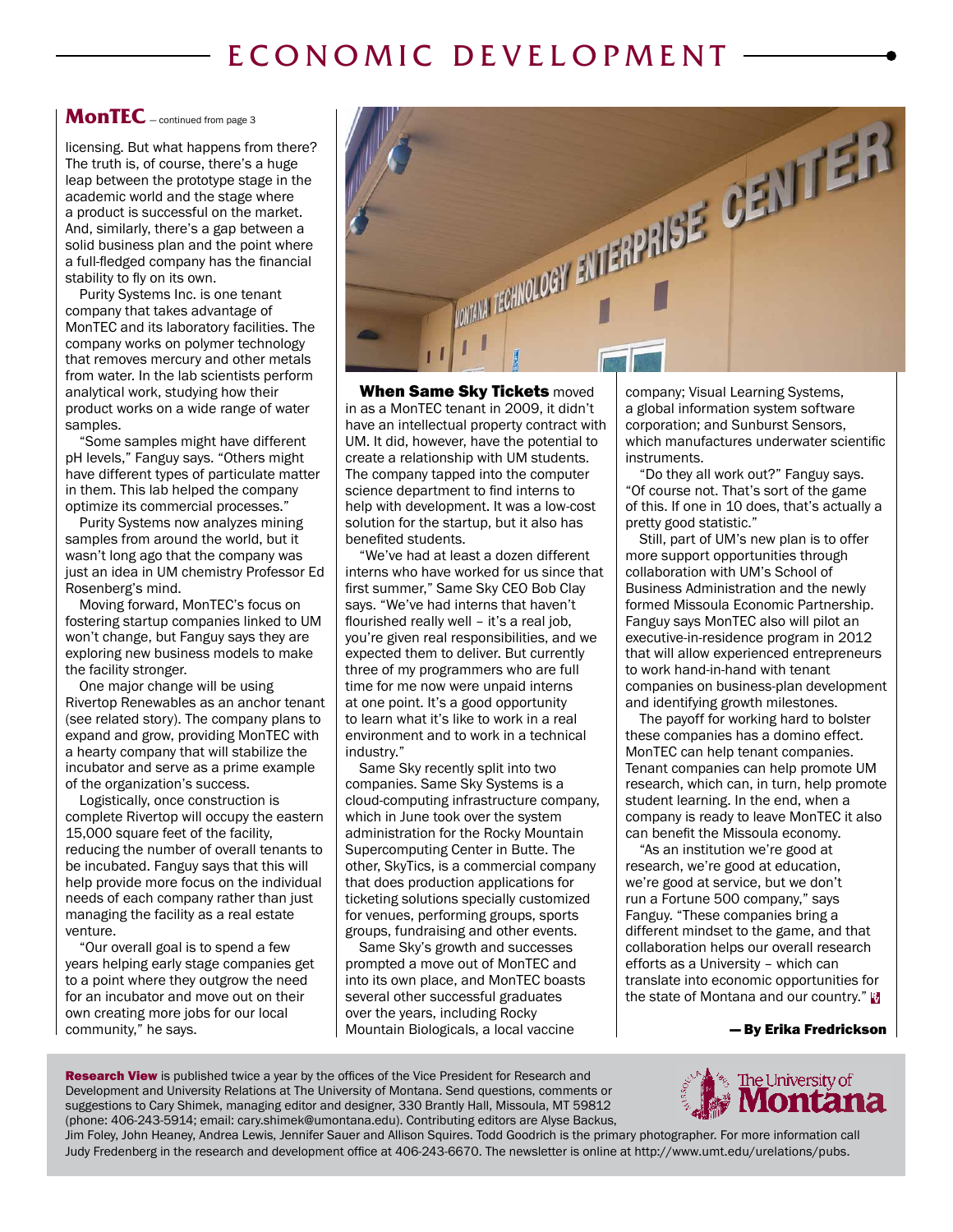# ECONOMIC DEVELOPMENT

## MonTEC – continued from page 3

licensing. But what happens from there? The truth is, of course, there's a huge leap between the prototype stage in the academic world and the stage where a product is successful on the market. And, similarly, there's a gap between a solid business plan and the point where a full-fledged company has the financial stability to fly on its own.

Purity Systems Inc. is one tenant company that takes advantage of MonTEC and its laboratory facilities. The company works on polymer technology that removes mercury and other metals from water. In the lab scientists perform analytical work, studying how their product works on a wide range of water samples.

"Some samples might have different pH levels," Fanguy says. "Others might have different types of particulate matter in them. This lab helped the company optimize its commercial processes."

Purity Systems now analyzes mining samples from around the world, but it wasn't long ago that the company was just an idea in UM chemistry Professor Ed Rosenberg's mind.

Moving forward, MonTEC's focus on fostering startup companies linked to UM won't change, but Fanguy says they are exploring new business models to make the facility stronger.

One major change will be using Rivertop Renewables as an anchor tenant (see related story). The company plans to expand and grow, providing MonTEC with a hearty company that will stabilize the incubator and serve as a prime example of the organization's success.

Logistically, once construction is complete Rivertop will occupy the eastern 15,000 square feet of the facility, reducing the number of overall tenants to be incubated. Fanguy says that this will help provide more focus on the individual needs of each company rather than just managing the facility as a real estate venture.

"Our overall goal is to spend a few years helping early stage companies get to a point where they outgrow the need for an incubator and move out on their own creating more jobs for our local community," he says.

**When Same Sky Tickets** moved in as a MonTEC tenant in 2009, it didn't have an intellectual property contract with UM. It did, however, have the potential to create a relationship with UM students. The company tapped into the computer science department to find interns to help with development. It was a low-cost solution for the startup, but it also has benefited students.

"We've had at least a dozen different interns who have worked for us since that first summer," Same Sky CEO Bob Clay says. "We've had interns that haven't flourished really well – it's a real job, you're given real responsibilities, and we expected them to deliver. But currently three of my programmers who are full time for me now were unpaid interns at one point. It's a good opportunity to learn what it's like to work in a real environment and to work in a technical industry."

Same Sky recently split into two companies. Same Sky Systems is a cloud-computing infrastructure company, which in June took over the system administration for the Rocky Mountain Supercomputing Center in Butte. The other, SkyTics, is a commercial company that does production applications for ticketing solutions specially customized for venues, performing groups, sports groups, fundraising and other events.

Same Sky's growth and successes prompted a move out of MonTEC and into its own place, and MonTEC boasts several other successful graduates over the years, including Rocky Mountain Biologicals, a local vaccine company; Visual Learning Systems, a global information system software corporation; and Sunburst Sensors, which manufactures underwater scientific instruments.

"Do they all work out?" Fanguy says. "Of course not. That's sort of the game of this. If one in 10 does, that's actually a pretty good statistic."

Still, part of UM's new plan is to offer more support opportunities through collaboration with UM's School of Business Administration and the newly formed Missoula Economic Partnership. Fanguy says MonTEC also will pilot an executive-in-residence program in 2012 that will allow experienced entrepreneurs to work hand-in-hand with tenant companies on business-plan development and identifying growth milestones.

The payoff for working hard to bolster these companies has a domino effect. MonTEC can help tenant companies. Tenant companies can help promote UM research, which can, in turn, help promote student learning. In the end, when a company is ready to leave MonTEC it also can benefit the Missoula economy.

"As an institution we're good at research, we're good at education, we're good at service, but we don't run a Fortune 500 company," says Fanguy. "These companies bring a different mindset to the game, and that collaboration helps our overall research efforts as a University – which can translate into economic opportunities for the state of Montana and our country."

**— By Erika Fredrickson**

---

**Research View** is published twice a year by the offices of the Vice President for Research and Development and University Relations at The University of Montana. Send questions, comments or suggestions to Cary Shimek, managing editor and designer, 330 Brantly Hall, Missoula, MT 59812 (phone: 406-243-5914; email: cary.shimek@umontana.edu). Contributing editors are Alyse Backus, Jim Foley, John Heaney, Andrea Lewis, Jennifer Sauer and Allison Squires. Todd Goodrich is the primary photographer. For more information call Judy Fredenberg in the research and development office at 406-243-6670. The newsletter is online at http://www.umt.edu/urelations/pubs.

The University of Montana